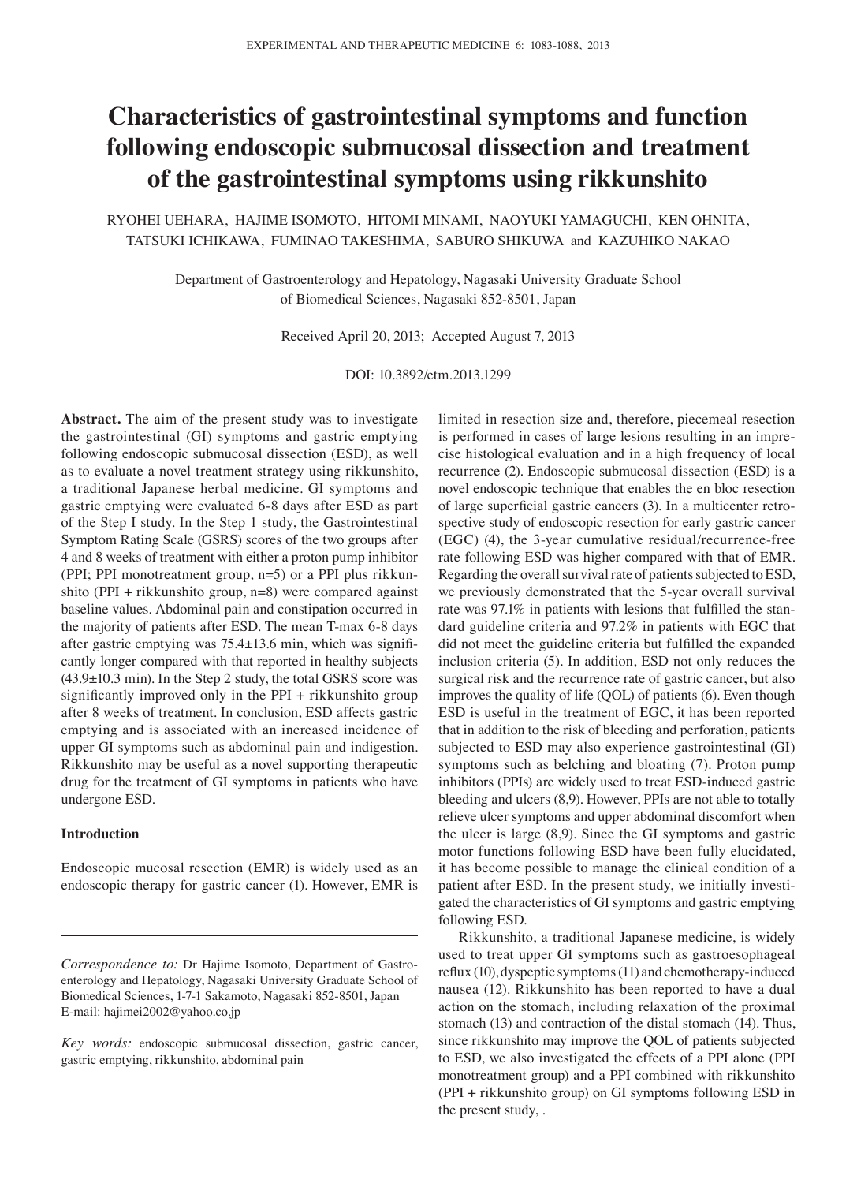# Characteristics of gastrointestinal symptoms and function following endoscopic submucosal dissection and treatment of the gastrointestinal symptoms using rikkunshito

RYOHEI UEHARA, HAJIME ISOMOTO, HITOMI MINAMI, NAOYUKI YAMAGUCHI, KEN OHNITA, TATSUKI ICHIKAWA, FUMINAO TAKESHIMA, SABURO SHIKUWA and KAZUHIKO NAKAO

Department of Gastroenterology and Hepatology, Nagasaki University Graduate School of Biomedical Sciences, Nagasaki 852-8501, Japan

Received April 20, 2013; Accepted August 7, 2013

DOI: 10.3892/etm.2013.1299

**Abstract.** The aim of the present study was to investigate the gastrointestinal (GI) symptoms and gastric emptying following endoscopic submucosal dissection (ESD), as well as to evaluate a novel treatment strategy using rikkunshito, a traditional Japanese herbal medicine. GI symptoms and gastric emptying were evaluated 6-8 days after ESD as part of the Step I study. In the Step 1 study, the Gastrointestinal Symptom Rating Scale (GSRS) scores of the two groups after 4 and 8 weeks of treatment with either a proton pump inhibitor (PPI; PPI monotreatment group, n=5) or a PPI plus rikkunshito (PPI + rikkunshito group, n=8) were compared against baseline values. Abdominal pain and constipation occurred in the majority of patients after ESD. The mean T-max 6-8 days after gastric emptying was 75.4±13.6 min, which was significantly longer compared with that reported in healthy subjects (43.9±10.3 min). In the Step 2 study, the total GSRS score was significantly improved only in the PPI + rikkunshito group after 8 weeks of treatment. In conclusion, ESD affects gastric emptying and is associated with an increased incidence of upper GI symptoms such as abdominal pain and indigestion. Rikkunshito may be useful as a novel supporting therapeutic drug for the treatment of GI symptoms in patients who have undergone ESD.

## Introduction

Endoscopic mucosal resection (EMR) is widely used as an endoscopic therapy for gastric cancer (1). However, EMR is limited in resection size and, therefore, piecemeal resection is performed in cases of large lesions resulting in an imprecise histological evaluation and in a high frequency of local recurrence (2). Endoscopic submucosal dissection (ESD) is a novel endoscopic technique that enables the en bloc resection of large superficial gastric cancers (3). In a multicenter retrospective study of endoscopic resection for early gastric cancer (EGC) (4), the 3-year cumulative residual/recurrence-free rate following ESD was higher compared with that of EMR. Regarding the overall survival rate of patients subjected to ESD, we previously demonstrated that the 5-year overall survival rate was 97.1% in patients with lesions that fulfilled the standard guideline criteria and 97.2% in patients with EGC that did not meet the guideline criteria but fulfilled the expanded inclusion criteria (5). In addition, ESD not only reduces the surgical risk and the recurrence rate of gastric cancer, but also improves the quality of life (QOL) of patients (6). Even though ESD is useful in the treatment of EGC, it has been reported that in addition to the risk of bleeding and perforation, patients subjected to ESD may also experience gastrointestinal (GI) symptoms such as belching and bloating (7). Proton pump inhibitors (PPIs) are widely used to treat ESD-induced gastric bleeding and ulcers (8,9). However, PPIs are not able to totally relieve ulcer symptoms and upper abdominal discomfort when the ulcer is large (8,9). Since the GI symptoms and gastric motor functions following ESD have been fully elucidated, it has become possible to manage the clinical condition of a patient after ESD. In the present study, we initially investigated the characteristics of GI symptoms and gastric emptying following ESD.

Rikkunshito, a traditional Japanese medicine, is widely used to treat upper GI symptoms such as gastroesophageal reflux (10), dyspeptic symptoms (11) and chemotherapy-induced nausea (12). Rikkunshito has been reported to have a dual action on the stomach, including relaxation of the proximal stomach (13) and contraction of the distal stomach (14). Thus, since rikkunshito may improve the QOL of patients subjected to ESD, we also investigated the effects of a PPI alone (PPI monotreatment group) and a PPI combined with rikkunshito (PPI + rikkunshito group) on GI symptoms following ESD in the present study, .

---

*Correspondence to:* Dr Hajime Isomoto, Department of Gastroenterology and Hepatology, Nagasaki University Graduate School of Biomedical Sciences, 1-7-1 Sakamoto, Nagasaki 852-8501, Japan
E-mail: hajimei2002@yahoo.co.jp

*Key words:* endoscopic submucosal dissection, gastric cancer, gastric emptying, rikkunshito, abdominal pain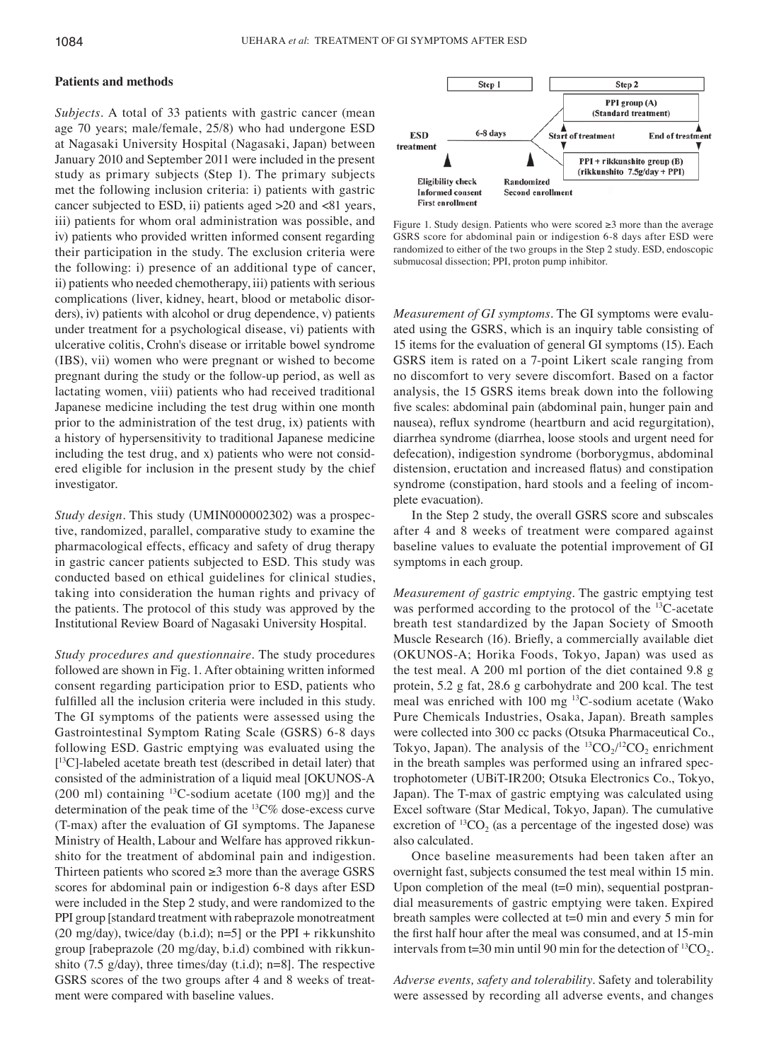## Patients and methods

*Subjects.* A total of 33 patients with gastric cancer (mean age 70 years; male/female, 25/8) who had undergone ESD at Nagasaki University Hospital (Nagasaki, Japan) between January 2010 and September 2011 were included in the present study as primary subjects (Step 1). The primary subjects met the following inclusion criteria: i) patients with gastric cancer subjected to ESD, ii) patients aged >20 and <81 years, iii) patients for whom oral administration was possible, and iv) patients who provided written informed consent regarding their participation in the study. The exclusion criteria were the following: i) presence of an additional type of cancer, ii) patients who needed chemotherapy, iii) patients with serious complications (liver, kidney, heart, blood or metabolic disorders), iv) patients with alcohol or drug dependence, v) patients under treatment for a psychological disease, vi) patients with ulcerative colitis, Crohn's disease or irritable bowel syndrome (IBS), vii) women who were pregnant or wished to become pregnant during the study or the follow-up period, as well as lactating women, viii) patients who had received traditional Japanese medicine including the test drug within one month prior to the administration of the test drug, ix) patients with a history of hypersensitivity to traditional Japanese medicine including the test drug, and x) patients who were not considered eligible for inclusion in the present study by the chief investigator.

*Study design.* This study (UMIN000002302) was a prospective, randomized, parallel, comparative study to examine the pharmacological effects, efficacy and safety of drug therapy in gastric cancer patients subjected to ESD. This study was conducted based on ethical guidelines for clinical studies, taking into consideration the human rights and privacy of the patients. The protocol of this study was approved by the Institutional Review Board of Nagasaki University Hospital.

*Study procedures and questionnaire.* The study procedures followed are shown in Fig. 1. After obtaining written informed consent regarding participation prior to ESD, patients who fulfilled all the inclusion criteria were included in this study. The GI symptoms of the patients were assessed using the Gastrointestinal Symptom Rating Scale (GSRS) 6-8 days following ESD. Gastric emptying was evaluated using the [$^{13}$C]-labeled acetate breath test (described in detail later) that consisted of the administration of a liquid meal [OKUNOS-A (200 ml) containing $^{13}$C-sodium acetate (100 mg)] and the determination of the peak time of the $^{13}$C% dose-excess curve (T-max) after the evaluation of GI symptoms. The Japanese Ministry of Health, Labour and Welfare has approved rikkunshito for the treatment of abdominal pain and indigestion. Thirteen patients who scored ≥3 more than the average GSRS scores for abdominal pain or indigestion 6-8 days after ESD were included in the Step 2 study, and were randomized to the PPI group [standard treatment with rabeprazole monotreatment (20 mg/day), twice/day (b.i.d); n=5] or the PPI + rikkunshito group [rabeprazole (20 mg/day, b.i.d) combined with rikkunshito (7.5 g/day), three times/day (t.i.d); n=8]. The respective GSRS scores of the two groups after 4 and 8 weeks of treatment were compared with baseline values.

| | Step 1 | | Step 2 | |
|---|---|---|---|---|
| ESD treatment | 6-8 days | | PPI group (A) (Standard treatment) | |
| | | | Start of treatment | End of treatment |
| | | | PPI + rikkunshito group (B) (rikkunshito 7.5 g/day + PPI) | |
| Eligibility check, Informed consent, First enrollment | | Randomized, Second enrollment | | |

Figure 1. Study design. Patients who were scored ≥3 more than the average GSRS score for abdominal pain or indigestion 6-8 days after ESD were randomized to either of the two groups in the Step 2 study. ESD, endoscopic submucosal dissection; PPI, proton pump inhibitor.

*Measurement of GI symptoms.* The GI symptoms were evaluated using the GSRS, which is an inquiry table consisting of 15 items for the evaluation of general GI symptoms (15). Each GSRS item is rated on a 7-point Likert scale ranging from no discomfort to very severe discomfort. Based on a factor analysis, the 15 GSRS items break down into the following five scales: abdominal pain (abdominal pain, hunger pain and nausea), reflux syndrome (heartburn and acid regurgitation), diarrhea syndrome (diarrhea, loose stools and urgent need for defecation), indigestion syndrome (borborygmus, abdominal distension, eructation and increased flatus) and constipation syndrome (constipation, hard stools and a feeling of incomplete evacuation).

In the Step 2 study, the overall GSRS score and subscales after 4 and 8 weeks of treatment were compared against baseline values to evaluate the potential improvement of GI symptoms in each group.

*Measurement of gastric emptying.* The gastric emptying test was performed according to the protocol of the $^{13}$C-acetate breath test standardized by the Japan Society of Smooth Muscle Research (16). Briefly, a commercially available diet (OKUNOS-A; Horika Foods, Tokyo, Japan) was used as the test meal. A 200 ml portion of the diet contained 9.8 g protein, 5.2 g fat, 28.6 g carbohydrate and 200 kcal. The test meal was enriched with 100 mg $^{13}$C-sodium acetate (Wako Pure Chemicals Industries, Osaka, Japan). Breath samples were collected into 300 cc packs (Otsuka Pharmaceutical Co., Tokyo, Japan). The analysis of the $^{13}CO_2/^{12}CO_2$ enrichment in the breath samples was performed using an infrared spectrophotometer (UBiT-IR200; Otsuka Electronics Co., Tokyo, Japan). The T-max of gastric emptying was calculated using Excel software (Star Medical, Tokyo, Japan). The cumulative excretion of $^{13}CO_2$ (as a percentage of the ingested dose) was also calculated.

Once baseline measurements had been taken after an overnight fast, subjects consumed the test meal within 15 min. Upon completion of the meal (t=0 min), sequential postprandial measurements of gastric emptying were taken. Expired breath samples were collected at t=0 min and every 5 min for the first half hour after the meal was consumed, and at 15-min intervals from t=30 min until 90 min for the detection of $^{13}CO_2$.

*Adverse events, safety and tolerability.* Safety and tolerability were assessed by recording all adverse events, and changes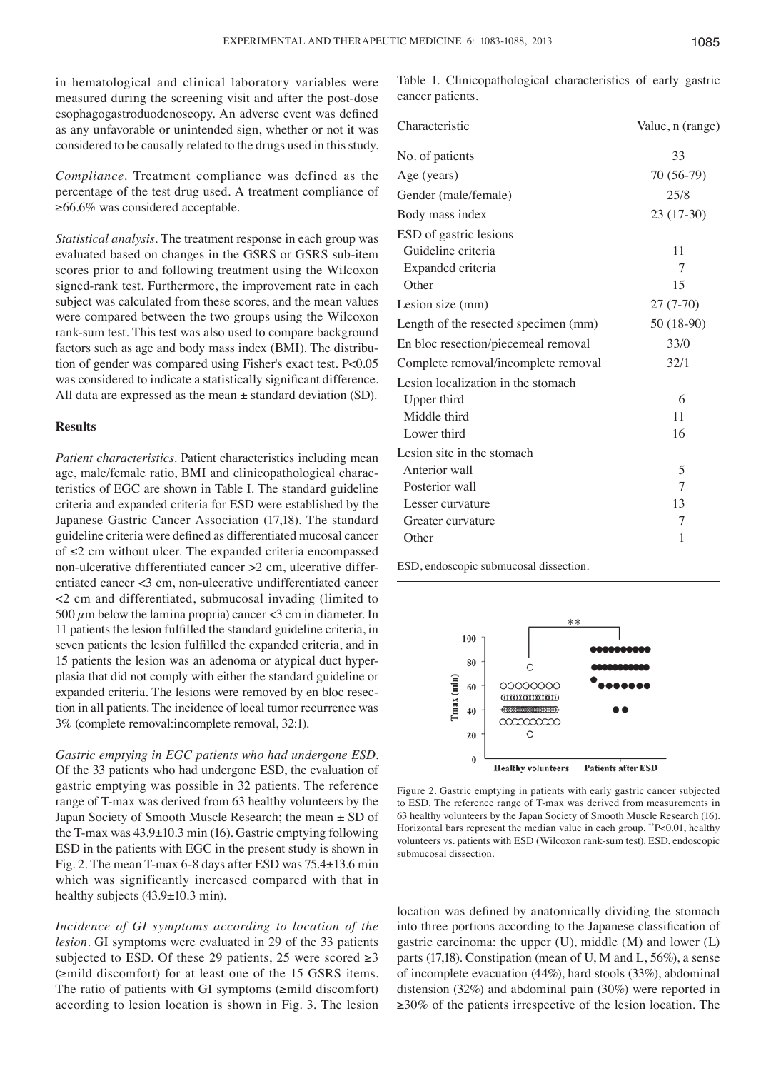in hematological and clinical laboratory variables were measured during the screening visit and after the post-dose esophagogastroduodenoscopy. An adverse event was defined as any unfavorable or unintended sign, whether or not it was considered to be causally related to the drugs used in this study.

*Compliance.* Treatment compliance was defined as the percentage of the test drug used. A treatment compliance of ≥66.6% was considered acceptable.

*Statistical analysis.* The treatment response in each group was evaluated based on changes in the GSRS or GSRS sub-item scores prior to and following treatment using the Wilcoxon signed-rank test. Furthermore, the improvement rate in each subject was calculated from these scores, and the mean values were compared between the two groups using the Wilcoxon rank-sum test. This test was also used to compare background factors such as age and body mass index (BMI). The distribution of gender was compared using Fisher's exact test. $P<0.05$ was considered to indicate a statistically significant difference. All data are expressed as the mean ± standard deviation (SD).

## Results

*Patient characteristics.* Patient characteristics including mean age, male/female ratio, BMI and clinicopathological characteristics of EGC are shown in Table I. The standard guideline criteria and expanded criteria for ESD were established by the Japanese Gastric Cancer Association (17,18). The standard guideline criteria were defined as differentiated mucosal cancer of ≤2 cm without ulcer. The expanded criteria encompassed non-ulcerative differentiated cancer >2 cm, ulcerative differentiated cancer <3 cm, non-ulcerative undifferentiated cancer <2 cm and differentiated, submucosal invading (limited to 500 $\mu$m below the lamina propria) cancer <3 cm in diameter. In 11 patients the lesion fulfilled the standard guideline criteria, in seven patients the lesion fulfilled the expanded criteria, and in 15 patients the lesion was an adenoma or atypical duct hyperplasia that did not comply with either the standard guideline or expanded criteria. The lesions were removed by en bloc resection in all patients. The incidence of local tumor recurrence was 3% (complete removal:incomplete removal, 32:1).

*Gastric emptying in EGC patients who had undergone ESD.* Of the 33 patients who had undergone ESD, the evaluation of gastric emptying was possible in 32 patients. The reference range of T-max was derived from 63 healthy volunteers by the Japan Society of Smooth Muscle Research; the mean ± SD of the T-max was 43.9±10.3 min (16). Gastric emptying following ESD in the patients with EGC in the present study is shown in Fig. 2. The mean T-max 6-8 days after ESD was 75.4±13.6 min which was significantly increased compared with that in healthy subjects (43.9±10.3 min).

*Incidence of GI symptoms according to location of the lesion.* GI symptoms were evaluated in 29 of the 33 patients subjected to ESD. Of these 29 patients, 25 were scored ≥3 (≥mild discomfort) for at least one of the 15 GSRS items. The ratio of patients with GI symptoms (≥mild discomfort) according to lesion location is shown in Fig. 3. The lesion location was defined by anatomically dividing the stomach into three portions according to the Japanese classification of gastric carcinoma: the upper (U), middle (M) and lower (L) parts (17,18). Constipation (mean of U, M and L, 56%), a sense of incomplete evacuation (44%), hard stools (33%), abdominal distension (32%) and abdominal pain (30%) were reported in ≥30% of the patients irrespective of the lesion location. The

Table I. Clinicopathological characteristics of early gastric cancer patients.

| Characteristic | Value, n (range) |
|---|---|
| No. of patients | 33 |
| Age (years) | 70 (56-79) |
| Gender (male/female) | 25/8 |
| Body mass index | 23 (17-30) |
| ESD of gastric lesions | |
| Guideline criteria | 11 |
| Expanded criteria | 7 |
| Other | 15 |
| Lesion size (mm) | 27 (7-70) |
| Length of the resected specimen (mm) | 50 (18-90) |
| En bloc resection/piecemeal removal | 33/0 |
| Complete removal/incomplete removal | 32/1 |
| Lesion localization in the stomach | |
| Upper third | 6 |
| Middle third | 11 |
| Lower third | 16 |
| Lesion site in the stomach | |
| Anterior wall | 5 |
| Posterior wall | 7 |
| Lesser curvature | 13 |
| Greater curvature | 7 |
| Other | 1 |

ESD, endoscopic submucosal dissection.

Figure 2. Gastric emptying in patients with early gastric cancer subjected to ESD. The reference range of T-max was derived from measurements in 63 healthy volunteers by the Japan Society of Smooth Muscle Research (16). Horizontal bars represent the median value in each group. **$P<0.01$, healthy volunteers vs. patients with ESD (Wilcoxon rank-sum test). ESD, endoscopic submucosal dissection.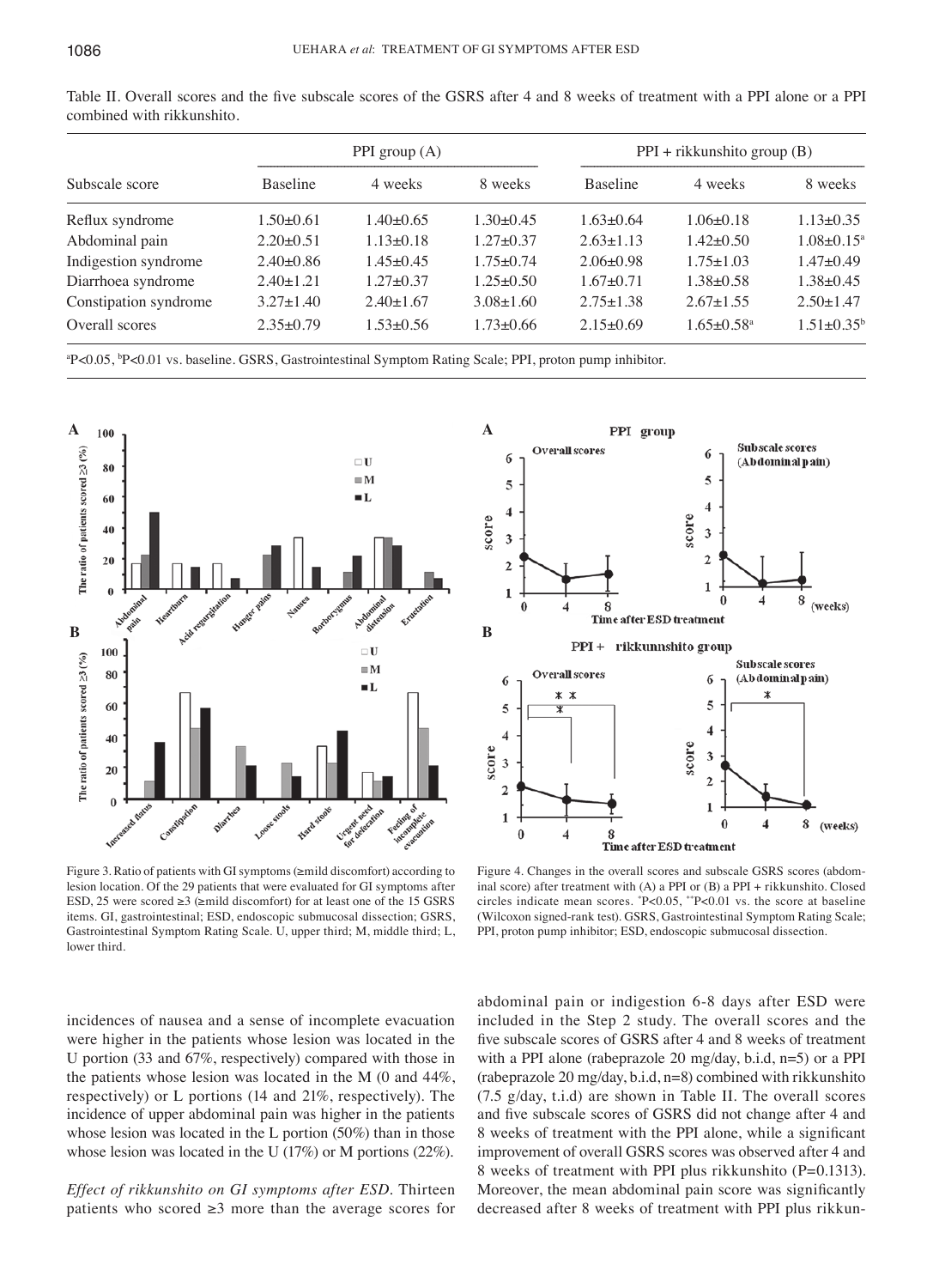Table II. Overall scores and the five subscale scores of the GSRS after 4 and 8 weeks of treatment with a PPI alone or a PPI combined with rikkunshito.

| Subscale score | PPI group (A) | | | PPI + rikkunshito group (B) | | |
|---|---|---|---|---|---|---|
| | Baseline | 4 weeks | 8 weeks | Baseline | 4 weeks | 8 weeks |
| Reflux syndrome | 1.50±0.61 | 1.40±0.65 | 1.30±0.45 | 1.63±0.64 | 1.06±0.18 | 1.13±0.35 |
| Abdominal pain | 2.20±0.51 | 1.13±0.18 | 1.27±0.37 | 2.63±1.13 | 1.42±0.50 | 1.08±0.15[a] |
| Indigestion syndrome | 2.40±0.86 | 1.45±0.45 | 1.75±0.74 | 2.06±0.98 | 1.75±1.03 | 1.47±0.49 |
| Diarrhoea syndrome | 2.40±1.21 | 1.27±0.37 | 1.25±0.50 | 1.67±0.71 | 1.38±0.58 | 1.38±0.45 |
| Constipation syndrome | 3.27±1.40 | 2.40±1.67 | 3.08±1.60 | 2.75±1.38 | 2.67±1.55 | 2.50±1.47 |
| Overall scores | 2.35±0.79 | 1.53±0.56 | 1.73±0.66 | 2.15±0.69 | 1.65±0.58[a] | 1.51±0.35[b] |

[a]P<0.05, [b]P<0.01 vs. baseline. GSRS, Gastrointestinal Symptom Rating Scale; PPI, proton pump inhibitor.

Figure 3. Ratio of patients with GI symptoms (≥mild discomfort) according to lesion location. Of the 29 patients that were evaluated for GI symptoms after ESD, 25 were scored ≥3 (≥mild discomfort) for at least one of the 15 GSRS items. GI, gastrointestinal; ESD, endoscopic submucosal dissection; GSRS, Gastrointestinal Symptom Rating Scale. U, upper third; M, middle third; L, lower third.

Figure 4. Changes in the overall scores and subscale GSRS scores (abdominal score) after treatment with (A) a PPI or (B) a PPI + rikkunshito. Closed circles indicate mean scores. *P<0.05, **P<0.01 vs. the score at baseline (Wilcoxon signed-rank test). GSRS, Gastrointestinal Symptom Rating Scale; PPI, proton pump inhibitor; ESD, endoscopic submucosal dissection.

incidences of nausea and a sense of incomplete evacuation were higher in the patients whose lesion was located in the U portion (33 and 67%, respectively) compared with those in the patients whose lesion was located in the M (0 and 44%, respectively) or L portions (14 and 21%, respectively). The incidence of upper abdominal pain was higher in the patients whose lesion was located in the L portion (50%) than in those whose lesion was located in the U (17%) or M portions (22%).

*Effect of rikkunshito on GI symptoms after ESD.* Thirteen patients who scored ≥3 more than the average scores for abdominal pain or indigestion 6-8 days after ESD were included in the Step 2 study. The overall scores and the five subscale scores of GSRS after 4 and 8 weeks of treatment with a PPI alone (rabeprazole 20 mg/day, b.i.d, n=5) or a PPI (rabeprazole 20 mg/day, b.i.d, n=8) combined with rikkunshito (7.5 g/day, t.i.d) are shown in Table II. The overall scores and five subscale scores of GSRS did not change after 4 and 8 weeks of treatment with the PPI alone, while a significant improvement of overall GSRS scores was observed after 4 and 8 weeks of treatment with PPI plus rikkunshito (P=0.1313). Moreover, the mean abdominal pain score was significantly decreased after 8 weeks of treatment with PPI plus rikkun-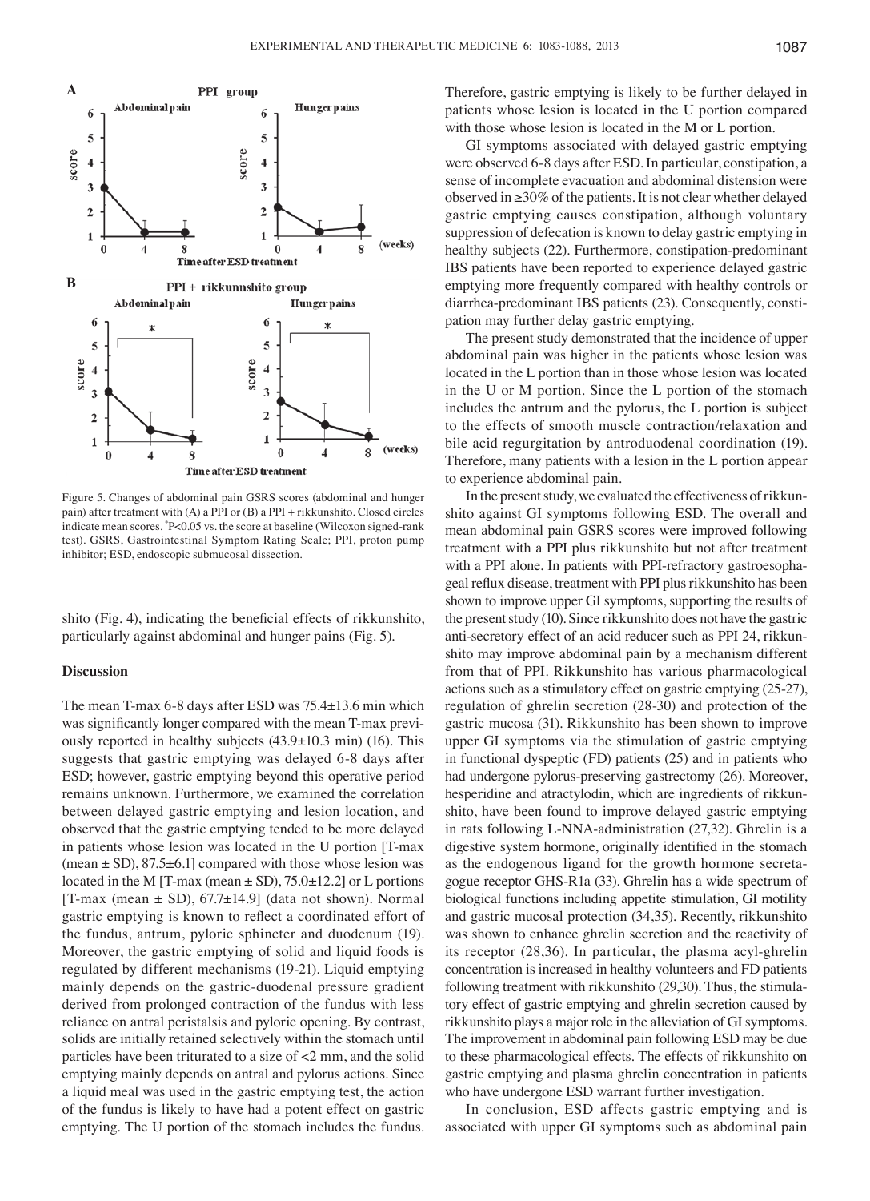Figure 5. Changes of abdominal pain GSRS scores (abdominal and hunger pain) after treatment with (A) a PPI or (B) a PPI + rikkunshito. Closed circles indicate mean scores. *P<0.05 vs. the score at baseline (Wilcoxon signed-rank test). GSRS, Gastrointestinal Symptom Rating Scale; PPI, proton pump inhibitor; ESD, endoscopic submucosal dissection.

shito (Fig. 4), indicating the beneficial effects of rikkunshito, particularly against abdominal and hunger pains (Fig. 5).

## Discussion

The mean T-max 6-8 days after ESD was 75.4±13.6 min which was significantly longer compared with the mean T-max previously reported in healthy subjects (43.9±10.3 min) (16). This suggests that gastric emptying was delayed 6-8 days after ESD; however, gastric emptying beyond this operative period remains unknown. Furthermore, we examined the correlation between delayed gastric emptying and lesion location, and observed that the gastric emptying tended to be more delayed in patients whose lesion was located in the U portion [T-max (mean ± SD), 87.5±6.1] compared with those whose lesion was located in the M [T-max (mean ± SD), 75.0±12.2] or L portions [T-max (mean ± SD), 67.7±14.9] (data not shown). Normal gastric emptying is known to reflect a coordinated effort of the fundus, antrum, pyloric sphincter and duodenum (19). Moreover, the gastric emptying of solid and liquid foods is regulated by different mechanisms (19-21). Liquid emptying mainly depends on the gastric-duodenal pressure gradient derived from prolonged contraction of the fundus with less reliance on antral peristalsis and pyloric opening. By contrast, solids are initially retained selectively within the stomach until particles have been triturated to a size of <2 mm, and the solid emptying mainly depends on antral and pylorus actions. Since a liquid meal was used in the gastric emptying test, the action of the fundus is likely to have had a potent effect on gastric emptying. The U portion of the stomach includes the fundus. Therefore, gastric emptying is likely to be further delayed in patients whose lesion is located in the U portion compared with those whose lesion is located in the M or L portion.

GI symptoms associated with delayed gastric emptying were observed 6-8 days after ESD. In particular, constipation, a sense of incomplete evacuation and abdominal distension were observed in ≥30% of the patients. It is not clear whether delayed gastric emptying causes constipation, although voluntary suppression of defecation is known to delay gastric emptying in healthy subjects (22). Furthermore, constipation-predominant IBS patients have been reported to experience delayed gastric emptying more frequently compared with healthy controls or diarrhea-predominant IBS patients (23). Consequently, constipation may further delay gastric emptying.

The present study demonstrated that the incidence of upper abdominal pain was higher in the patients whose lesion was located in the L portion than in those whose lesion was located in the U or M portion. Since the L portion of the stomach includes the antrum and the pylorus, the L portion is subject to the effects of smooth muscle contraction/relaxation and bile acid regurgitation by antroduodenal coordination (19). Therefore, many patients with a lesion in the L portion appear to experience abdominal pain.

In the present study, we evaluated the effectiveness of rikkunshito against GI symptoms following ESD. The overall and mean abdominal pain GSRS scores were improved following treatment with a PPI plus rikkunshito but not after treatment with a PPI alone. In patients with PPI-refractory gastroesophageal reflux disease, treatment with PPI plus rikkunshito has been shown to improve upper GI symptoms, supporting the results of the present study (10). Since rikkunshito does not have the gastric anti-secretory effect of an acid reducer such as PPI 24, rikkunshito may improve abdominal pain by a mechanism different from that of PPI. Rikkunshito has various pharmacological actions such as a stimulatory effect on gastric emptying (25-27), regulation of ghrelin secretion (28-30) and protection of the gastric mucosa (31). Rikkunshito has been shown to improve upper GI symptoms via the stimulation of gastric emptying in functional dyspeptic (FD) patients (25) and in patients who had undergone pylorus-preserving gastrectomy (26). Moreover, hesperidine and atractylodin, which are ingredients of rikkunshito, have been found to improve delayed gastric emptying in rats following L-NNA-administration (27,32). Ghrelin is a digestive system hormone, originally identified in the stomach as the endogenous ligand for the growth hormone secretagogue receptor GHS-R1a (33). Ghrelin has a wide spectrum of biological functions including appetite stimulation, GI motility and gastric mucosal protection (34,35). Recently, rikkunshito was shown to enhance ghrelin secretion and the reactivity of its receptor (28,36). In particular, the plasma acyl-ghrelin concentration is increased in healthy volunteers and FD patients following treatment with rikkunshito (29,30). Thus, the stimulatory effect of gastric emptying and ghrelin secretion caused by rikkunshito plays a major role in the alleviation of GI symptoms. The improvement in abdominal pain following ESD may be due to these pharmacological effects. The effects of rikkunshito on gastric emptying and plasma ghrelin concentration in patients who have undergone ESD warrant further investigation.

In conclusion, ESD affects gastric emptying and is associated with upper GI symptoms such as abdominal pain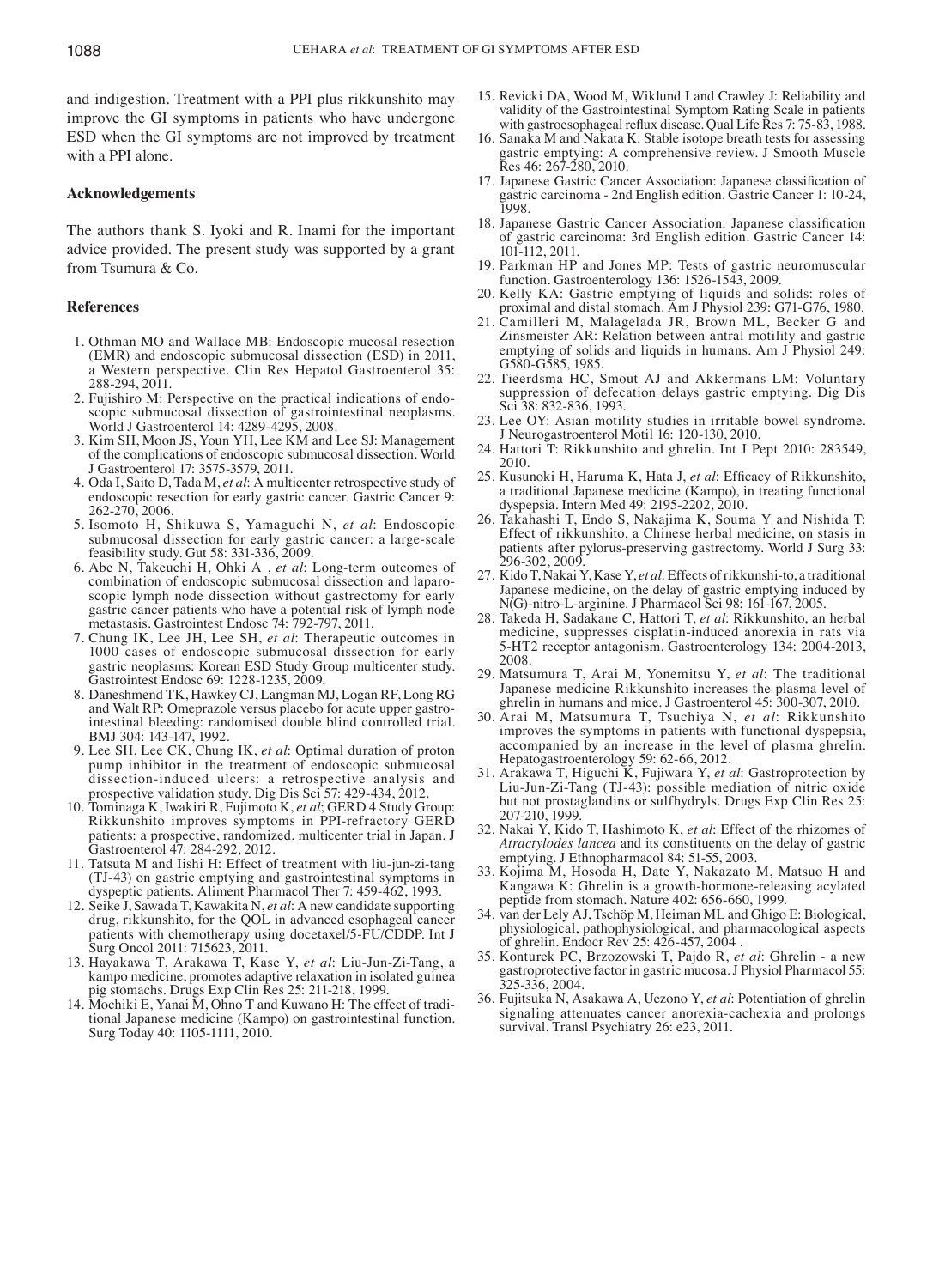and indigestion. Treatment with a PPI plus rikkunshito may improve the GI symptoms in patients who have undergone ESD when the GI symptoms are not improved by treatment with a PPI alone.

## Acknowledgements

The authors thank S. Iyoki and R. Inami for the important advice provided. The present study was supported by a grant from Tsumura & Co.

## References

1. Othman MO and Wallace MB: Endoscopic mucosal resection (EMR) and endoscopic submucosal dissection (ESD) in 2011, a Western perspective. Clin Res Hepatol Gastroenterol 35: 288-294, 2011.
2. Fujishiro M: Perspective on the practical indications of endoscopic submucosal dissection of gastrointestinal neoplasms. World J Gastroenterol 14: 4289-4295, 2008.
3. Kim SH, Moon JS, Youn YH, Lee KM and Lee SJ: Management of the complications of endoscopic submucosal dissection. World J Gastroenterol 17: 3575-3579, 2011.
4. Oda I, Saito D, Tada M, *et al*: A multicenter retrospective study of endoscopic resection for early gastric cancer. Gastric Cancer 9: 262-270, 2006.
5. Isomoto H, Shikuwa S, Yamaguchi N, *et al*: Endoscopic submucosal dissection for early gastric cancer: a large-scale feasibility study. Gut 58: 331-336, 2009.
6. Abe N, Takeuchi H, Ohki A , *et al*: Long-term outcomes of combination of endoscopic submucosal dissection and laparoscopic lymph node dissection without gastrectomy for early gastric cancer patients who have a potential risk of lymph node metastasis. Gastrointest Endosc 74: 792-797, 2011.
7. Chung IK, Lee JH, Lee SH, *et al*: Therapeutic outcomes in 1000 cases of endoscopic submucosal dissection for early gastric neoplasms: Korean ESD Study Group multicenter study. Gastrointest Endosc 69: 1228-1235, 2009.
8. Daneshmend TK, Hawkey CJ, Langman MJ, Logan RF, Long RG and Walt RP: Omeprazole versus placebo for acute upper gastrointestinal bleeding: randomised double blind controlled trial. BMJ 304: 143-147, 1992.
9. Lee SH, Lee CK, Chung IK, *et al*: Optimal duration of proton pump inhibitor in the treatment of endoscopic submucosal dissection-induced ulcers: a retrospective analysis and prospective validation study. Dig Dis Sci 57: 429-434, 2012.
10. Tominaga K, Iwakiri R, Fujimoto K, *et al*; GERD 4 Study Group: Rikkunshito improves symptoms in PPI-refractory GERD patients: a prospective, randomized, multicenter trial in Japan. J Gastroenterol 47: 284-292, 2012.
11. Tatsuta M and Iishi H: Effect of treatment with liu-jun-zi-tang (TJ-43) on gastric emptying and gastrointestinal symptoms in dyspeptic patients. Aliment Pharmacol Ther 7: 459-462, 1993.
12. Seike J, Sawada T, Kawakita N, *et al*: A new candidate supporting drug, rikkunshito, for the QOL in advanced esophageal cancer patients with chemotherapy using docetaxel/5-FU/CDDP. Int J Surg Oncol 2011: 715623, 2011.
13. Hayakawa T, Arakawa T, Kase Y, *et al*: Liu-Jun-Zi-Tang, a kampo medicine, promotes adaptive relaxation in isolated guinea pig stomachs. Drugs Exp Clin Res 25: 211-218, 1999.
14. Mochiki E, Yanai M, Ohno T and Kuwano H: The effect of traditional Japanese medicine (Kampo) on gastrointestinal function. Surg Today 40: 1105-1111, 2010.
15. Revicki DA, Wood M, Wiklund I and Crawley J: Reliability and validity of the Gastrointestinal Symptom Rating Scale in patients with gastroesophageal reflux disease. Qual Life Res 7: 75-83, 1988.
16. Sanaka M and Nakata K: Stable isotope breath tests for assessing gastric emptying: A comprehensive review. J Smooth Muscle Res 46: 267-280, 2010.
17. Japanese Gastric Cancer Association: Japanese classification of gastric carcinoma - 2nd English edition. Gastric Cancer 1: 10-24, 1998.
18. Japanese Gastric Cancer Association: Japanese classification of gastric carcinoma: 3rd English edition. Gastric Cancer 14: 101-112, 2011.
19. Parkman HP and Jones MP: Tests of gastric neuromuscular function. Gastroenterology 136: 1526-1543, 2009.
20. Kelly KA: Gastric emptying of liquids and solids: roles of proximal and distal stomach. Am J Physiol 239: G71-G76, 1980.
21. Camilleri M, Malagelada JR, Brown ML, Becker G and Zinsmeister AR: Relation between antral motility and gastric emptying of solids and liquids in humans. Am J Physiol 249: G580-G585, 1985.
22. Tieerdsma HC, Smout AJ and Akkermans LM: Voluntary suppression of defecation delays gastric emptying. Dig Dis Sci 38: 832-836, 1993.
23. Lee OY: Asian motility studies in irritable bowel syndrome. J Neurogastroenterol Motil 16: 120-130, 2010.
24. Hattori T: Rikkunshito and ghrelin. Int J Pept 2010: 283549, 2010.
25. Kusunoki H, Haruma K, Hata J, *et al*: Efficacy of Rikkunshito, a traditional Japanese medicine (Kampo), in treating functional dyspepsia. Intern Med 49: 2195-2202, 2010.
26. Takahashi T, Endo S, Nakajima K, Souma Y and Nishida T: Effect of rikkunshito, a Chinese herbal medicine, on stasis in patients after pylorus-preserving gastrectomy. World J Surg 33: 296-302, 2009.
27. Kido T, Nakai Y, Kase Y, *et al*: Effects of rikkunshi-to, a traditional Japanese medicine, on the delay of gastric emptying induced by N(G)-nitro-L-arginine. J Pharmacol Sci 98: 161-167, 2005.
28. Takeda H, Sadakane C, Hattori T, *et al*: Rikkunshito, an herbal medicine, suppresses cisplatin-induced anorexia in rats via 5-HT2 receptor antagonism. Gastroenterology 134: 2004-2013, 2008.
29. Matsumura T, Arai M, Yonemitsu Y, *et al*: The traditional Japanese medicine Rikkunshito increases the plasma level of ghrelin in humans and mice. J Gastroenterol 45: 300-307, 2010.
30. Arai M, Matsumura T, Tsuchiya N, *et al*: Rikkunshito improves the symptoms in patients with functional dyspepsia, accompanied by an increase in the level of plasma ghrelin. Hepatogastroenterology 59: 62-66, 2012.
31. Arakawa T, Higuchi K, Fujiwara Y, *et al*: Gastroprotection by Liu-Jun-Zi-Tang (TJ-43): possible mediation of nitric oxide but not prostaglandins or sulfhydryls. Drugs Exp Clin Res 25: 207-210, 1999.
32. Nakai Y, Kido T, Hashimoto K, *et al*: Effect of the rhizomes of *Atractylodes lancea* and its constituents on the delay of gastric emptying. J Ethnopharmacol 84: 51-55, 2003.
33. Kojima M, Hosoda H, Date Y, Nakazato M, Matsuo H and Kangawa K: Ghrelin is a growth-hormone-releasing acylated peptide from stomach. Nature 402: 656-660, 1999.
34. van der Lely AJ, Tschöp M, Heiman ML and Ghigo E: Biological, physiological, pathophysiological, and pharmacological aspects of ghrelin. Endocr Rev 25: 426-457, 2004 .
35. Konturek PC, Brzozowski T, Pajdo R, *et al*: Ghrelin - a new gastroprotective factor in gastric mucosa. J Physiol Pharmacol 55: 325-336, 2004.
36. Fujitsuka N, Asakawa A, Uezono Y, *et al*: Potentiation of ghrelin signaling attenuates cancer anorexia-cachexia and prolongs survival. Transl Psychiatry 26: e23, 2011.